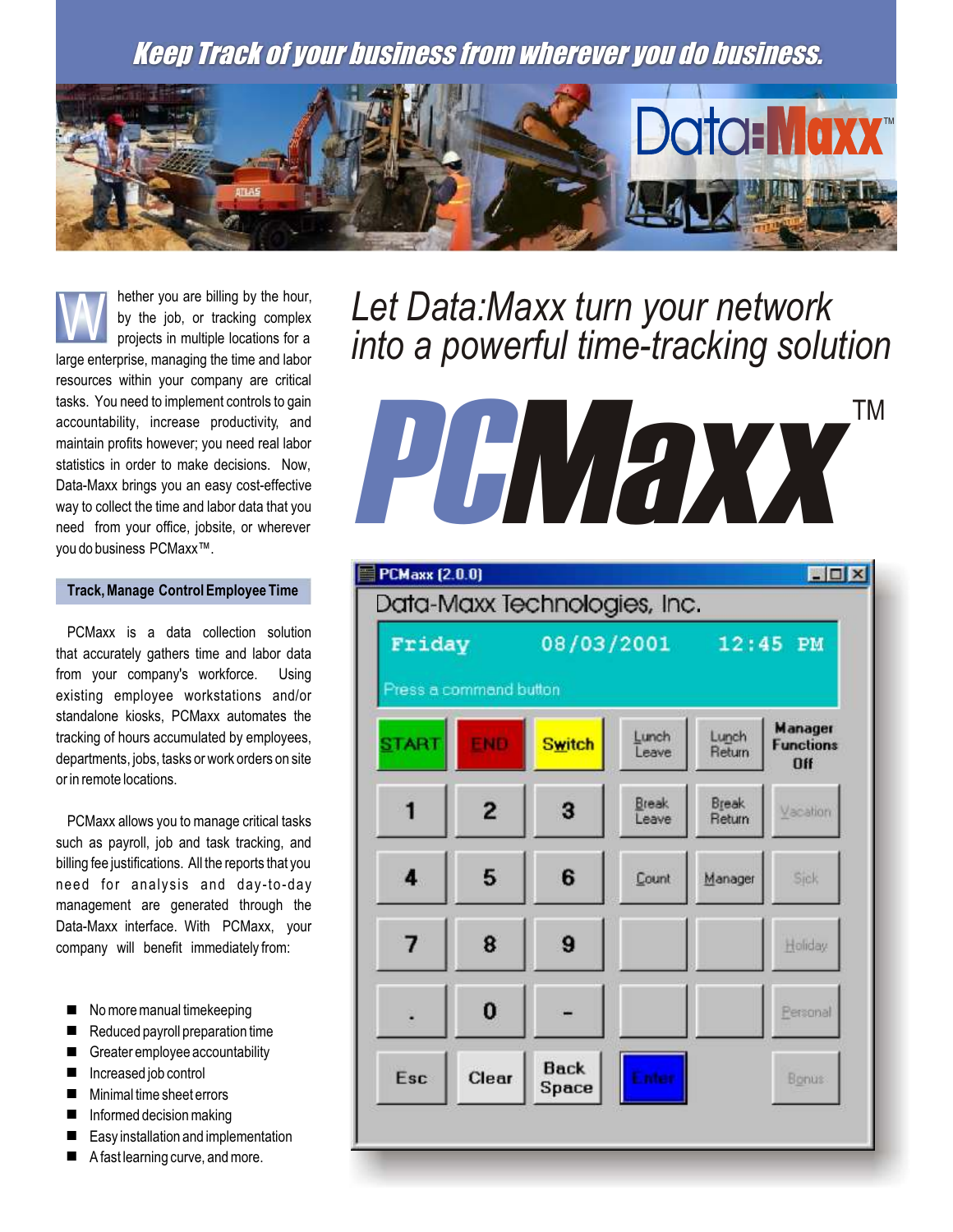*Keep Track of your business from wherever you do business.*

Data:Maxx™

# Let Data:Maxx turn your network into a powerful time-tracking solution

# PCMaxx™

Whether you are billing by the hour, by the job, or tracking complex projects in multiple locations for a large enterprise, managing the time and labor resources within your company are critical tasks. You need to implement controls to gain accountability, increase productivity, and maintain profits however; you need real labor statistics in order to make decisions. Now, Data-Maxx brings you an easy cost-effective way to collect the time and labor data that you need from your office, jobsite, or wherever you do business PCMaxx™.

## Track, Manage Control Employee Time

PCMaxx is a data collection solution that accurately gathers time and labor data from your company's workforce. Using existing employee workstations and/or standalone kiosks, PCMaxx automates the tracking of hours accumulated by employees, departments, jobs, tasks or work orders on site or in remote locations.

PCMaxx allows you to manage critical tasks such as payroll, job and task tracking, and billing fee justifications. All the reports that you need for analysis and day-to-day management are generated through the Data-Maxx interface. With PCMaxx, your company will benefit immediately from:

- No more manual timekeeping
- Reduced payroll preparation time
- Greater employee accountability
- Increased job control
- Minimal time sheet errors
- Informed decision making
- Easy installation and implementation
- A fast learning curve, and more.

PCMaxx (2.0.0)

Data-Maxx Technologies, Inc.

Friday 08/03/2001 12:45 PM

Press a command button

| START | END | Switch | Lunch Leave | Lunch Return | Manager Functions Off |
|---|---|---|---|---|---|
| 1 | 2 | 3 | Break Leave | Break Return | Vacation |
| 4 | 5 | 6 | Count | Manager | Sick |
| 7 | 8 | 9 | | | Holiday |
| . | 0 | - | | | Personal |
| Esc | Clear | Back Space | Enter | | Bonus |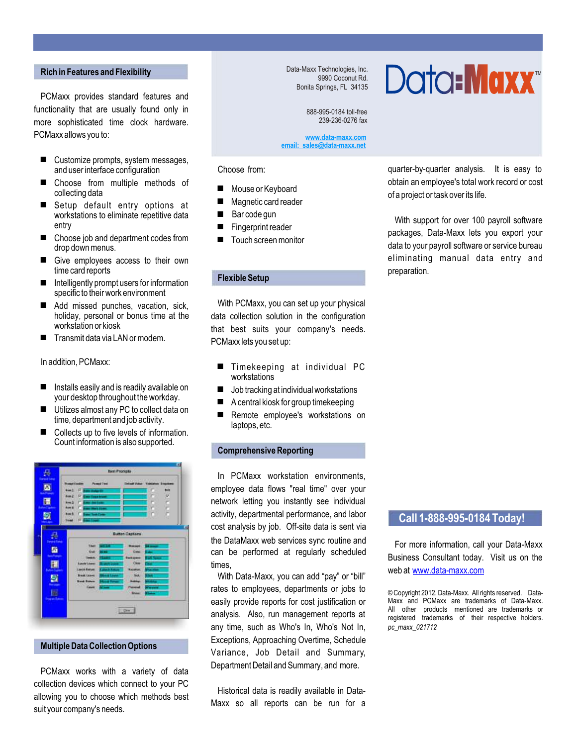## Rich in Features and Flexibility

PCMaxx provides standard features and functionality that are usually found only in more sophisticated time clock hardware. PCMaxx allows you to:

- Customize prompts, system messages, and user interface configuration
- Choose from multiple methods of collecting data
- Setup default entry options at workstations to eliminate repetitive data entry
- Choose job and department codes from drop down menus.
- Give employees access to their own time card reports
- Intelligently prompt users for information specific to their work environment
- Add missed punches, vacation, sick, holiday, personal or bonus time at the workstation or kiosk
- Transmit data via LAN or modem.

In addition, PCMaxx:

- Installs easily and is readily available on your desktop throughout the workday.
- Utilizes almost any PC to collect data on time, department and job activity.
- Collects up to five levels of information. Count information is also supported.

## Multiple Data Collection Options

PCMaxx works with a variety of data collection devices which connect to your PC allowing you to choose which methods best suit your company's needs.

Data-Maxx Technologies, Inc.
9990 Coconut Rd.
Bonita Springs, FL 34135

888-995-0184 toll-free
239-236-0276 fax

www.data-maxx.com
email: sales@data-maxx.net

Data:Maxx™

Choose from:

- Mouse or Keyboard
- Magnetic card reader
- Bar code gun
- Fingerprint reader
- Touch screen monitor

## Flexible Setup

With PCMaxx, you can set up your physical data collection solution in the configuration that best suits your company's needs. PCMaxx lets you set up:

- Timekeeping at individual PC workstations
- Job tracking at individual workstations
- A central kiosk for group timekeeping
- Remote employee's workstations on laptops, etc.

## Comprehensive Reporting

In PCMaxx workstation environments, employee data flows "real time" over your network letting you instantly see individual activity, departmental performance, and labor cost analysis by job. Off-site data is sent via the DataMaxx web services sync routine and can be performed at regularly scheduled times,

With Data-Maxx, you can add "pay" or "bill" rates to employees, departments or jobs to easily provide reports for cost justification or analysis. Also, run management reports at any time, such as Who's In, Who's Not In, Exceptions, Approaching Overtime, Schedule Variance, Job Detail and Summary, Department Detail and Summary, and more.

Historical data is readily available in Data-Maxx so all reports can be run for a quarter-by-quarter analysis. It is easy to obtain an employee's total work record or cost of a project or task over its life.

With support for over 100 payroll software packages, Data-Maxx lets you export your data to your payroll software or service bureau eliminating manual data entry and preparation.

## Call 1-888-995-0184 Today!

For more information, call your Data-Maxx Business Consultant today. Visit us on the web at www.data-maxx.com

© Copyright 2012. Data-Maxx. All rights reserved. Data-Maxx and PCMaxx are trademarks of Data-Maxx. All other products mentioned are trademarks or registered trademarks of their respective holders.
*pc_maxx_021712*